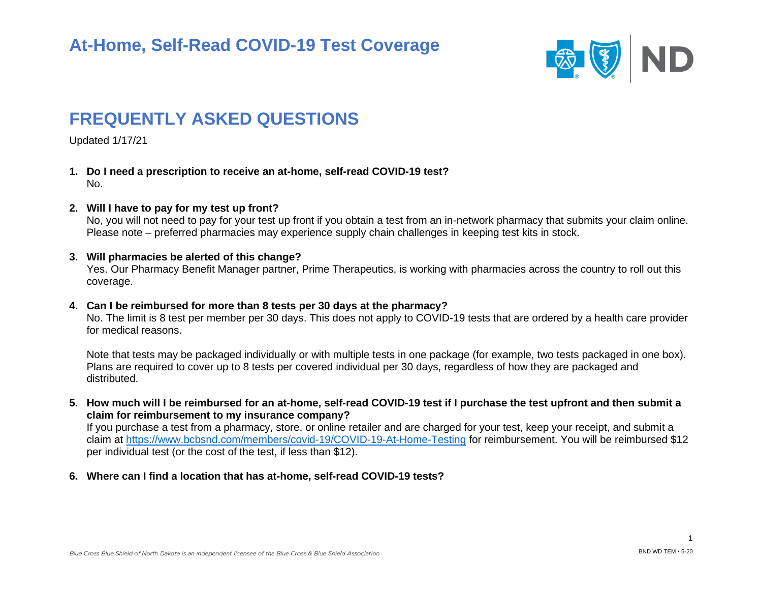# At-Home, Self-Read COVID-19 Test Coverage

## FREQUENTLY ASKED QUESTIONS

Updated 1/17/21

1. **Do I need a prescription to receive an at-home, self-read COVID-19 test?**
   No.

2. **Will I have to pay for my test up front?**
   No, you will not need to pay for your test up front if you obtain a test from an in-network pharmacy that submits your claim online. Please note – preferred pharmacies may experience supply chain challenges in keeping test kits in stock.

3. **Will pharmacies be alerted of this change?**
   Yes. Our Pharmacy Benefit Manager partner, Prime Therapeutics, is working with pharmacies across the country to roll out this coverage.

4. **Can I be reimbursed for more than 8 tests per 30 days at the pharmacy?**
   No. The limit is 8 test per member per 30 days. This does not apply to COVID-19 tests that are ordered by a health care provider for medical reasons.

   Note that tests may be packaged individually or with multiple tests in one package (for example, two tests packaged in one box). Plans are required to cover up to 8 tests per covered individual per 30 days, regardless of how they are packaged and distributed.

5. **How much will I be reimbursed for an at-home, self-read COVID-19 test if I purchase the test upfront and then submit a claim for reimbursement to my insurance company?**
   If you purchase a test from a pharmacy, store, or online retailer and are charged for your test, keep your receipt, and submit a claim at [https://www.bcbsnd.com/members/covid-19/COVID-19-At-Home-Testing](https://www.bcbsnd.com/members/covid-19/COVID-19-At-Home-Testing) for reimbursement. You will be reimbursed $12 per individual test (or the cost of the test, if less than $12).

6. **Where can I find a location that has at-home, self-read COVID-19 tests?**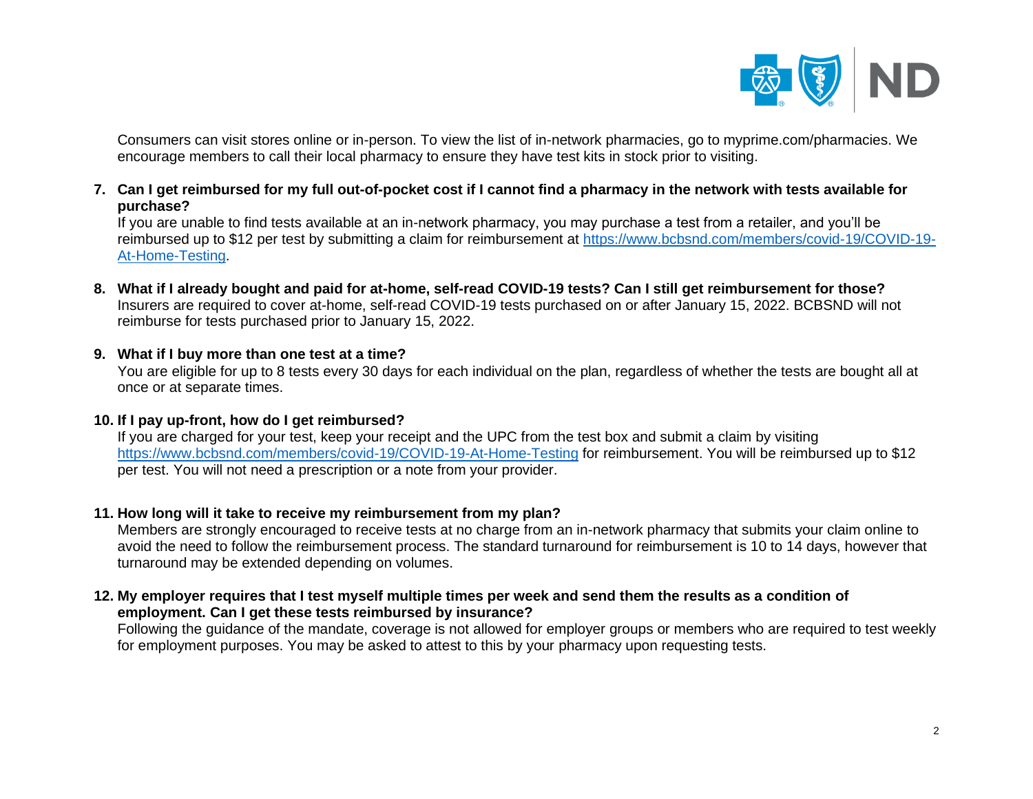Consumers can visit stores online or in-person. To view the list of in-network pharmacies, go to myprime.com/pharmacies. We encourage members to call their local pharmacy to ensure they have test kits in stock prior to visiting.

7. **Can I get reimbursed for my full out-of-pocket cost if I cannot find a pharmacy in the network with tests available for purchase?**
   If you are unable to find tests available at an in-network pharmacy, you may purchase a test from a retailer, and you'll be reimbursed up to $12 per test by submitting a claim for reimbursement at [https://www.bcbsnd.com/members/covid-19/COVID-19-At-Home-Testing](https://www.bcbsnd.com/members/covid-19/COVID-19-At-Home-Testing).

8. **What if I already bought and paid for at-home, self-read COVID-19 tests? Can I still get reimbursement for those?**
   Insurers are required to cover at-home, self-read COVID-19 tests purchased on or after January 15, 2022. BCBSND will not reimburse for tests purchased prior to January 15, 2022.

9. **What if I buy more than one test at a time?**
   You are eligible for up to 8 tests every 30 days for each individual on the plan, regardless of whether the tests are bought all at once or at separate times.

10. **If I pay up-front, how do I get reimbursed?**
    If you are charged for your test, keep your receipt and the UPC from the test box and submit a claim by visiting [https://www.bcbsnd.com/members/covid-19/COVID-19-At-Home-Testing](https://www.bcbsnd.com/members/covid-19/COVID-19-At-Home-Testing) for reimbursement. You will be reimbursed up to $12 per test. You will not need a prescription or a note from your provider.

11. **How long will it take to receive my reimbursement from my plan?**
    Members are strongly encouraged to receive tests at no charge from an in-network pharmacy that submits your claim online to avoid the need to follow the reimbursement process. The standard turnaround for reimbursement is 10 to 14 days, however that turnaround may be extended depending on volumes.

12. **My employer requires that I test myself multiple times per week and send them the results as a condition of employment. Can I get these tests reimbursed by insurance?**
    Following the guidance of the mandate, coverage is not allowed for employer groups or members who are required to test weekly for employment purposes. You may be asked to attest to this by your pharmacy upon requesting tests.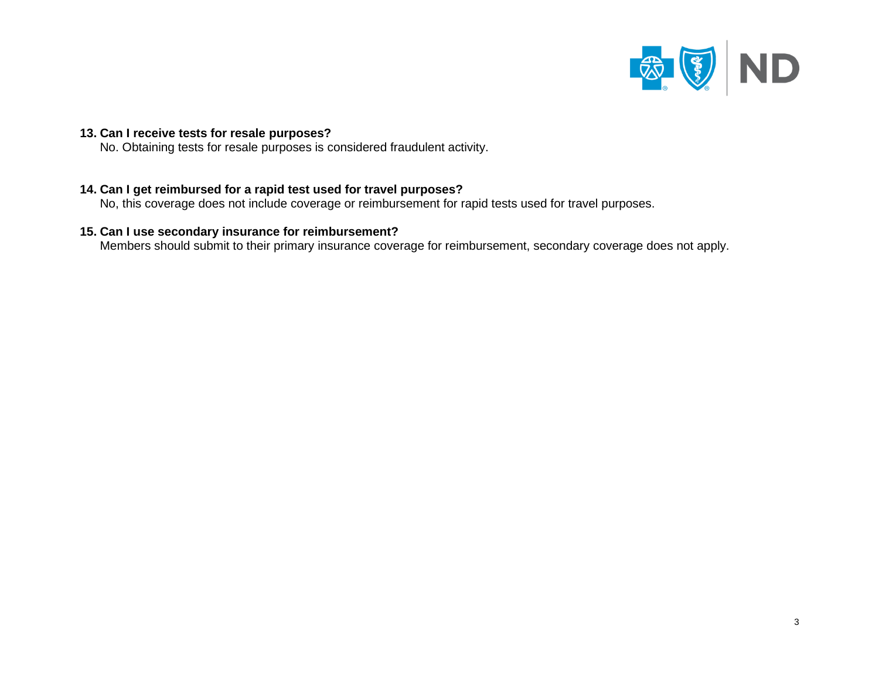13. **Can I receive tests for resale purposes?**
    No. Obtaining tests for resale purposes is considered fraudulent activity.

14. **Can I get reimbursed for a rapid test used for travel purposes?**
    No, this coverage does not include coverage or reimbursement for rapid tests used for travel purposes.

15. **Can I use secondary insurance for reimbursement?**
    Members should submit to their primary insurance coverage for reimbursement, secondary coverage does not apply.